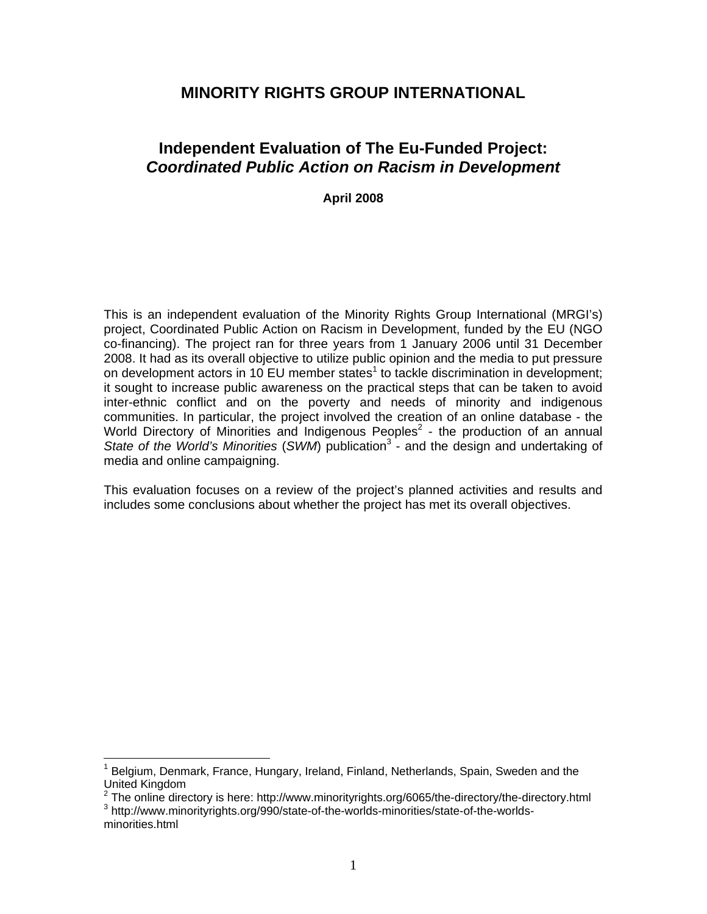# MINORITY RIGHTS GROUP INTERNATIONAL

## Independent Evaluation of The Eu-Funded Project: *Coordinated Public Action on Racism in Development*

**April 2008**

This is an independent evaluation of the Minority Rights Group International (MRGI's) project, Coordinated Public Action on Racism in Development, funded by the EU (NGO co-financing). The project ran for three years from 1 January 2006 until 31 December 2008. It had as its overall objective to utilize public opinion and the media to put pressure on development actors in 10 EU member states[1] to tackle discrimination in development; it sought to increase public awareness on the practical steps that can be taken to avoid inter-ethnic conflict and on the poverty and needs of minority and indigenous communities. In particular, the project involved the creation of an online database - the World Directory of Minorities and Indigenous Peoples[2] - the production of an annual *State of the World's Minorities* (*SWM*) publication[3] - and the design and undertaking of media and online campaigning.

This evaluation focuses on a review of the project's planned activities and results and includes some conclusions about whether the project has met its overall objectives.

---

[1] Belgium, Denmark, France, Hungary, Ireland, Finland, Netherlands, Spain, Sweden and the United Kingdom

[2] The online directory is here: http://www.minorityrights.org/6065/the-directory/the-directory.html

[3] http://www.minorityrights.org/990/state-of-the-worlds-minorities/state-of-the-worlds-minorities.html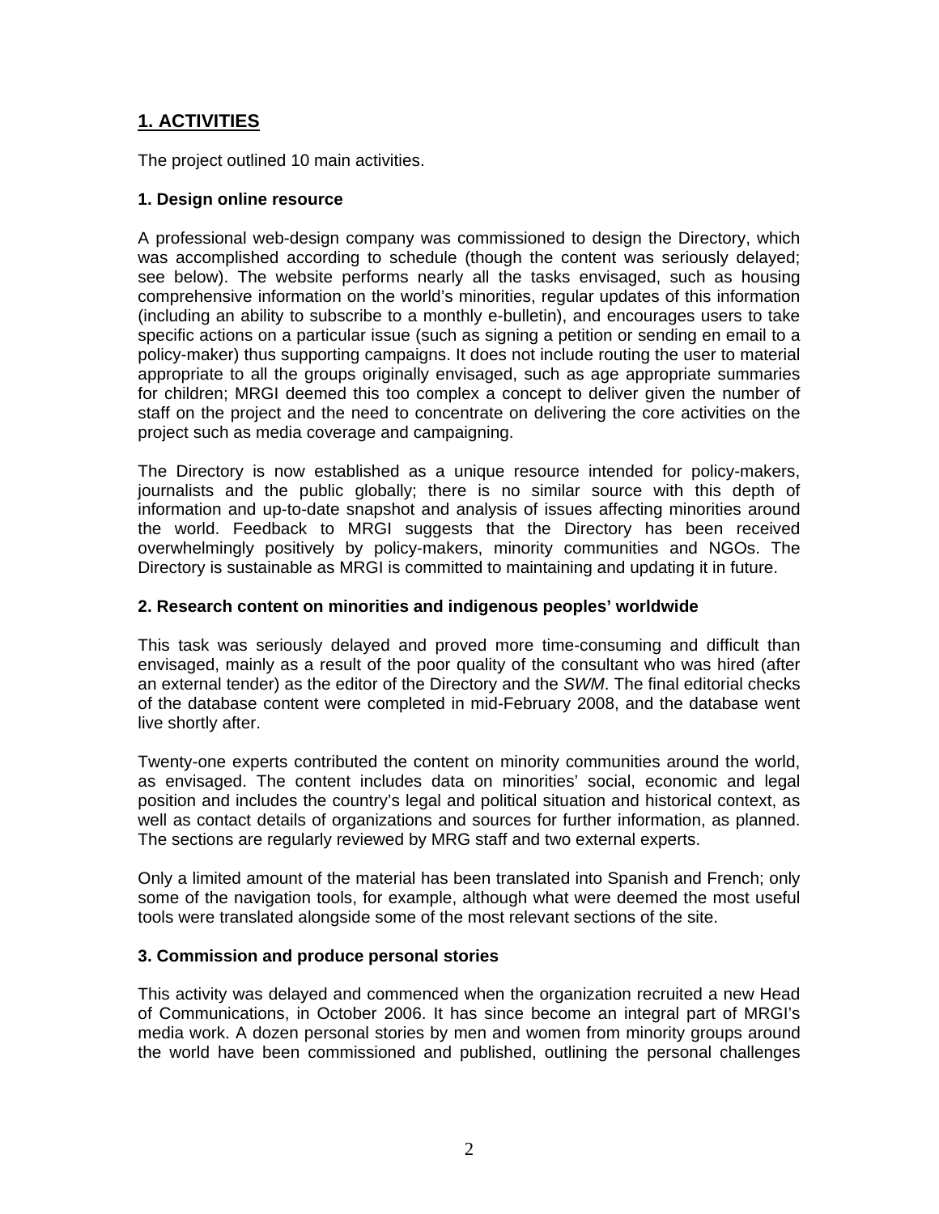## 1. ACTIVITIES

The project outlined 10 main activities.

### 1. Design online resource

A professional web-design company was commissioned to design the Directory, which was accomplished according to schedule (though the content was seriously delayed; see below). The website performs nearly all the tasks envisaged, such as housing comprehensive information on the world's minorities, regular updates of this information (including an ability to subscribe to a monthly e-bulletin), and encourages users to take specific actions on a particular issue (such as signing a petition or sending en email to a policy-maker) thus supporting campaigns. It does not include routing the user to material appropriate to all the groups originally envisaged, such as age appropriate summaries for children; MRGI deemed this too complex a concept to deliver given the number of staff on the project and the need to concentrate on delivering the core activities on the project such as media coverage and campaigning.

The Directory is now established as a unique resource intended for policy-makers, journalists and the public globally; there is no similar source with this depth of information and up-to-date snapshot and analysis of issues affecting minorities around the world. Feedback to MRGI suggests that the Directory has been received overwhelmingly positively by policy-makers, minority communities and NGOs. The Directory is sustainable as MRGI is committed to maintaining and updating it in future.

### 2. Research content on minorities and indigenous peoples' worldwide

This task was seriously delayed and proved more time-consuming and difficult than envisaged, mainly as a result of the poor quality of the consultant who was hired (after an external tender) as the editor of the Directory and the *SWM*. The final editorial checks of the database content were completed in mid-February 2008, and the database went live shortly after.

Twenty-one experts contributed the content on minority communities around the world, as envisaged. The content includes data on minorities' social, economic and legal position and includes the country's legal and political situation and historical context, as well as contact details of organizations and sources for further information, as planned. The sections are regularly reviewed by MRG staff and two external experts.

Only a limited amount of the material has been translated into Spanish and French; only some of the navigation tools, for example, although what were deemed the most useful tools were translated alongside some of the most relevant sections of the site.

### 3. Commission and produce personal stories

This activity was delayed and commenced when the organization recruited a new Head of Communications, in October 2006. It has since become an integral part of MRGI's media work. A dozen personal stories by men and women from minority groups around the world have been commissioned and published, outlining the personal challenges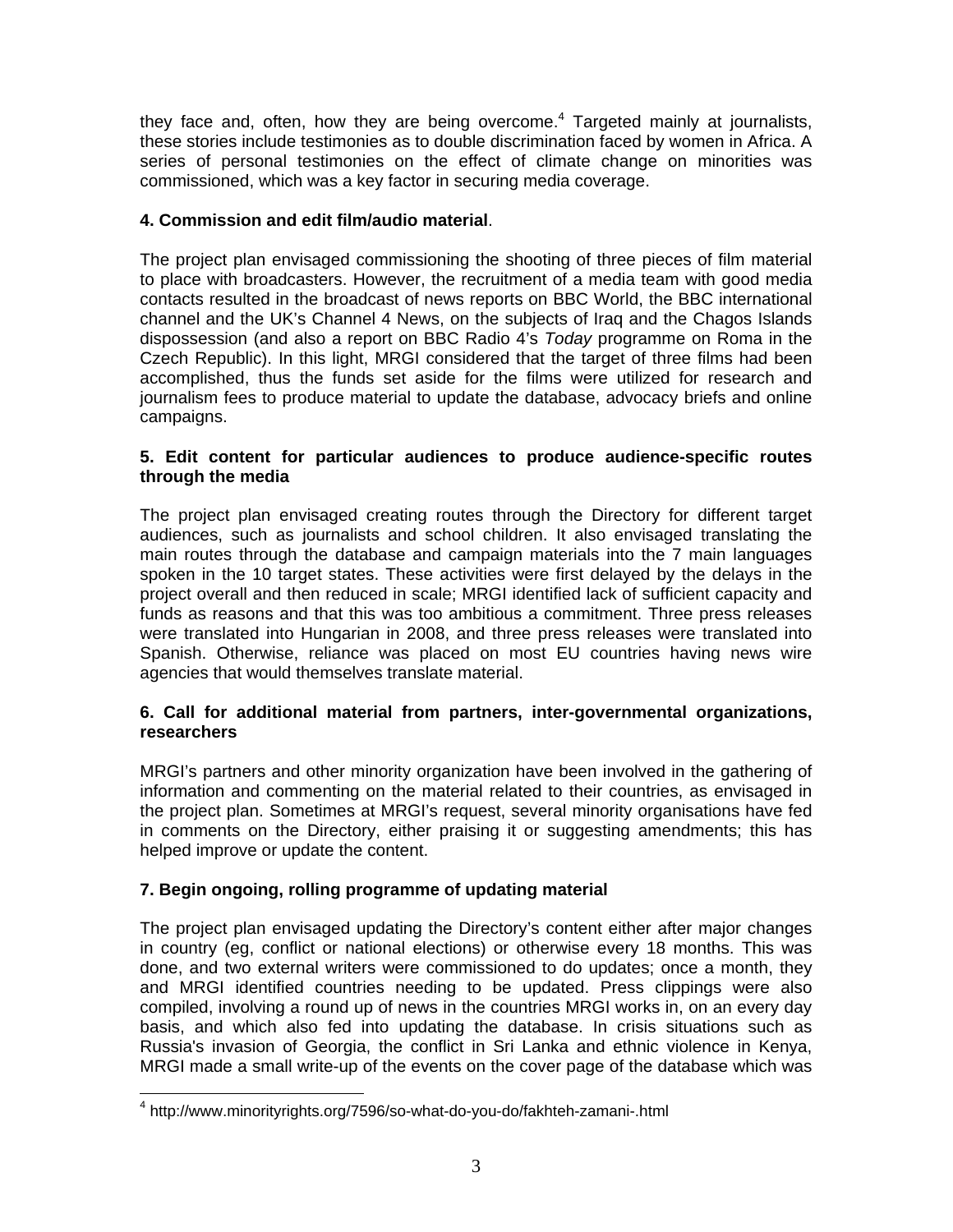they face and, often, how they are being overcome.[4] Targeted mainly at journalists, these stories include testimonies as to double discrimination faced by women in Africa. A series of personal testimonies on the effect of climate change on minorities was commissioned, which was a key factor in securing media coverage.

**4. Commission and edit film/audio material**.

The project plan envisaged commissioning the shooting of three pieces of film material to place with broadcasters. However, the recruitment of a media team with good media contacts resulted in the broadcast of news reports on BBC World, the BBC international channel and the UK's Channel 4 News, on the subjects of Iraq and the Chagos Islands dispossession (and also a report on BBC Radio 4's *Today* programme on Roma in the Czech Republic). In this light, MRGI considered that the target of three films had been accomplished, thus the funds set aside for the films were utilized for research and journalism fees to produce material to update the database, advocacy briefs and online campaigns.

**5. Edit content for particular audiences to produce audience-specific routes through the media**

The project plan envisaged creating routes through the Directory for different target audiences, such as journalists and school children. It also envisaged translating the main routes through the database and campaign materials into the 7 main languages spoken in the 10 target states. These activities were first delayed by the delays in the project overall and then reduced in scale; MRGI identified lack of sufficient capacity and funds as reasons and that this was too ambitious a commitment. Three press releases were translated into Hungarian in 2008, and three press releases were translated into Spanish. Otherwise, reliance was placed on most EU countries having news wire agencies that would themselves translate material.

**6. Call for additional material from partners, inter-governmental organizations, researchers**

MRGI's partners and other minority organization have been involved in the gathering of information and commenting on the material related to their countries, as envisaged in the project plan. Sometimes at MRGI's request, several minority organisations have fed in comments on the Directory, either praising it or suggesting amendments; this has helped improve or update the content.

**7. Begin ongoing, rolling programme of updating material**

The project plan envisaged updating the Directory's content either after major changes in country (eg, conflict or national elections) or otherwise every 18 months. This was done, and two external writers were commissioned to do updates; once a month, they and MRGI identified countries needing to be updated. Press clippings were also compiled, involving a round up of news in the countries MRGI works in, on an every day basis, and which also fed into updating the database. In crisis situations such as Russia's invasion of Georgia, the conflict in Sri Lanka and ethnic violence in Kenya, MRGI made a small write-up of the events on the cover page of the database which was

[4] http://www.minorityrights.org/7596/so-what-do-you-do/fakhteh-zamani-.html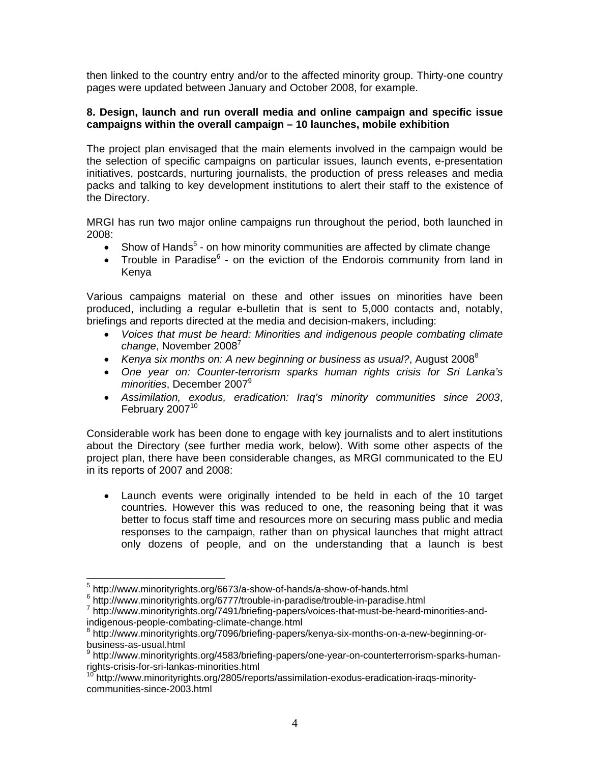then linked to the country entry and/or to the affected minority group. Thirty-one country pages were updated between January and October 2008, for example.

**8. Design, launch and run overall media and online campaign and specific issue campaigns within the overall campaign – 10 launches, mobile exhibition**

The project plan envisaged that the main elements involved in the campaign would be the selection of specific campaigns on particular issues, launch events, e-presentation initiatives, postcards, nurturing journalists, the production of press releases and media packs and talking to key development institutions to alert their staff to the existence of the Directory.

MRGI has run two major online campaigns run throughout the period, both launched in 2008:

- Show of Hands[5] - on how minority communities are affected by climate change
- Trouble in Paradise[6] - on the eviction of the Endorois community from land in Kenya

Various campaigns material on these and other issues on minorities have been produced, including a regular e-bulletin that is sent to 5,000 contacts and, notably, briefings and reports directed at the media and decision-makers, including:

- *Voices that must be heard: Minorities and indigenous people combating climate change*, November 2008[7]
- *Kenya six months on: A new beginning or business as usual?*, August 2008[8]
- *One year on: Counter-terrorism sparks human rights crisis for Sri Lanka's minorities*, December 2007[9]
- *Assimilation, exodus, eradication: Iraq's minority communities since 2003*, February 2007[10]

Considerable work has been done to engage with key journalists and to alert institutions about the Directory (see further media work, below). With some other aspects of the project plan, there have been considerable changes, as MRGI communicated to the EU in its reports of 2007 and 2008:

- Launch events were originally intended to be held in each of the 10 target countries. However this was reduced to one, the reasoning being that it was better to focus staff time and resources more on securing mass public and media responses to the campaign, rather than on physical launches that might attract only dozens of people, and on the understanding that a launch is best

---

[5] http://www.minorityrights.org/6673/a-show-of-hands/a-show-of-hands.html
[6] http://www.minorityrights.org/6777/trouble-in-paradise/trouble-in-paradise.html
[7] http://www.minorityrights.org/7491/briefing-papers/voices-that-must-be-heard-minorities-and-indigenous-people-combating-climate-change.html
[8] http://www.minorityrights.org/7096/briefing-papers/kenya-six-months-on-a-new-beginning-or-business-as-usual.html
[9] http://www.minorityrights.org/4583/briefing-papers/one-year-on-counterterrorism-sparks-human-rights-crisis-for-sri-lankas-minorities.html
[10] http://www.minorityrights.org/2805/reports/assimilation-exodus-eradication-iraqs-minority-communities-since-2003.html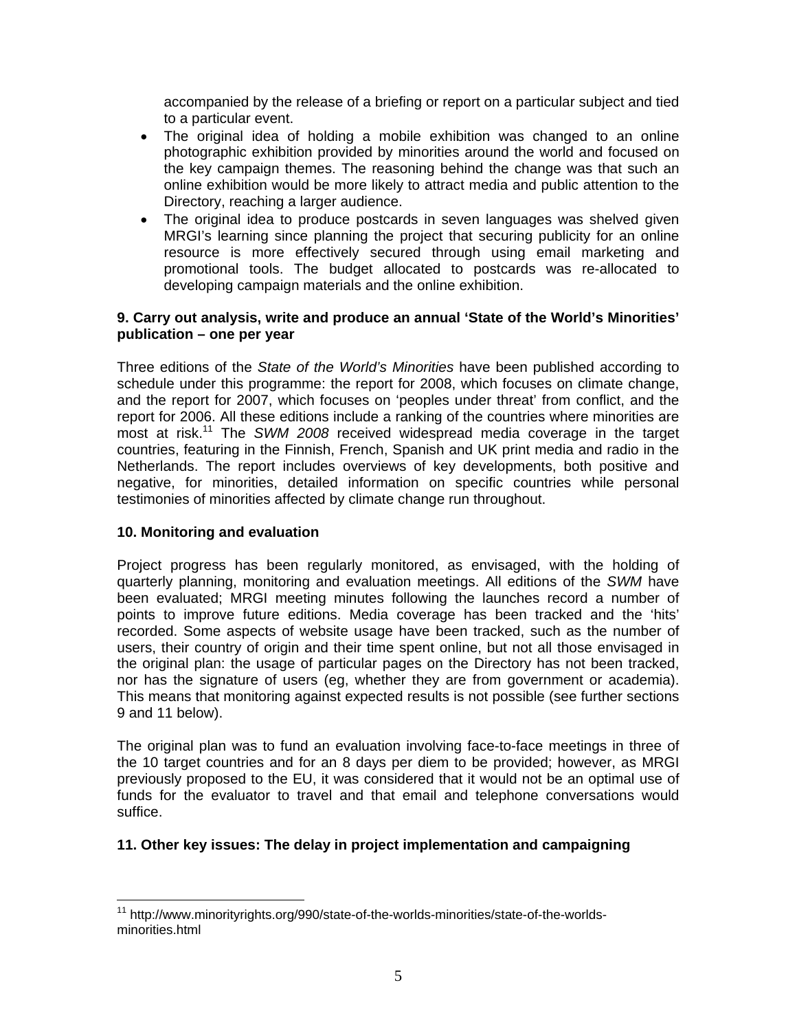accompanied by the release of a briefing or report on a particular subject and tied to a particular event.

- The original idea of holding a mobile exhibition was changed to an online photographic exhibition provided by minorities around the world and focused on the key campaign themes. The reasoning behind the change was that such an online exhibition would be more likely to attract media and public attention to the Directory, reaching a larger audience.
- The original idea to produce postcards in seven languages was shelved given MRGI's learning since planning the project that securing publicity for an online resource is more effectively secured through using email marketing and promotional tools. The budget allocated to postcards was re-allocated to developing campaign materials and the online exhibition.

**9. Carry out analysis, write and produce an annual 'State of the World's Minorities' publication – one per year**

Three editions of the *State of the World's Minorities* have been published according to schedule under this programme: the report for 2008, which focuses on climate change, and the report for 2007, which focuses on 'peoples under threat' from conflict, and the report for 2006. All these editions include a ranking of the countries where minorities are most at risk.[11] The *SWM 2008* received widespread media coverage in the target countries, featuring in the Finnish, French, Spanish and UK print media and radio in the Netherlands. The report includes overviews of key developments, both positive and negative, for minorities, detailed information on specific countries while personal testimonies of minorities affected by climate change run throughout.

**10. Monitoring and evaluation**

Project progress has been regularly monitored, as envisaged, with the holding of quarterly planning, monitoring and evaluation meetings. All editions of the *SWM* have been evaluated; MRGI meeting minutes following the launches record a number of points to improve future editions. Media coverage has been tracked and the 'hits' recorded. Some aspects of website usage have been tracked, such as the number of users, their country of origin and their time spent online, but not all those envisaged in the original plan: the usage of particular pages on the Directory has not been tracked, nor has the signature of users (eg, whether they are from government or academia). This means that monitoring against expected results is not possible (see further sections 9 and 11 below).

The original plan was to fund an evaluation involving face-to-face meetings in three of the 10 target countries and for an 8 days per diem to be provided; however, as MRGI previously proposed to the EU, it was considered that it would not be an optimal use of funds for the evaluator to travel and that email and telephone conversations would suffice.

**11. Other key issues: The delay in project implementation and campaigning**

[11] http://www.minorityrights.org/990/state-of-the-worlds-minorities/state-of-the-worlds-minorities.html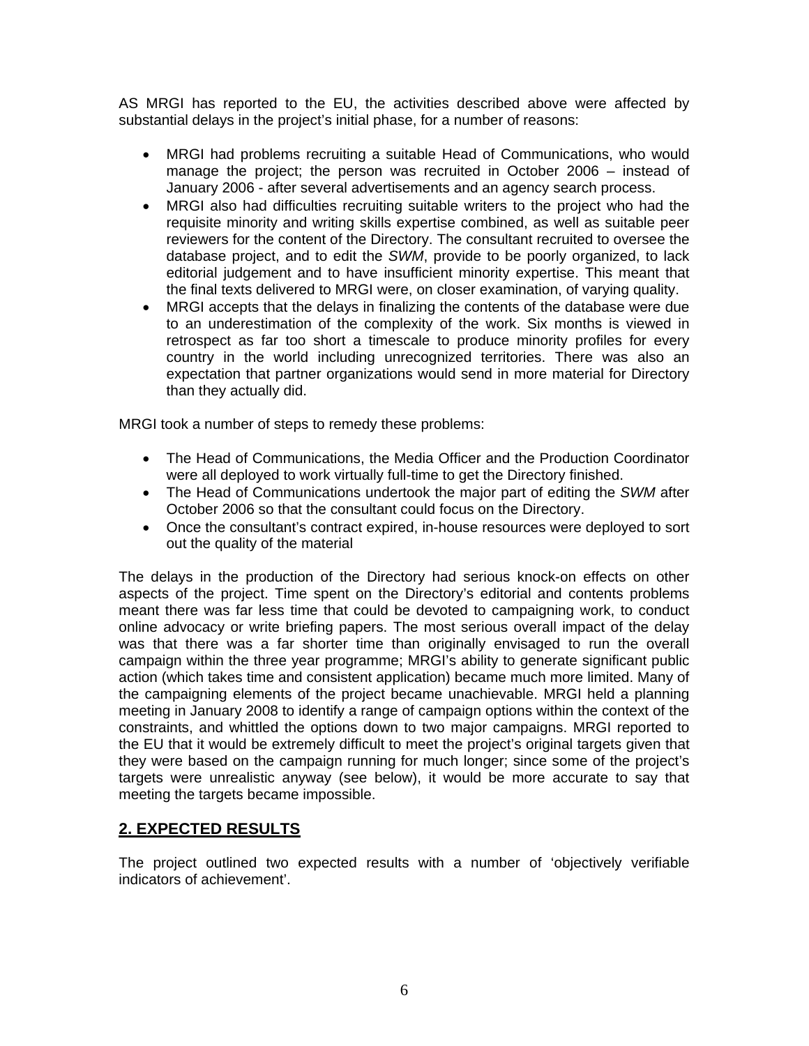AS MRGI has reported to the EU, the activities described above were affected by substantial delays in the project's initial phase, for a number of reasons:

- MRGI had problems recruiting a suitable Head of Communications, who would manage the project; the person was recruited in October 2006 – instead of January 2006 - after several advertisements and an agency search process.
- MRGI also had difficulties recruiting suitable writers to the project who had the requisite minority and writing skills expertise combined, as well as suitable peer reviewers for the content of the Directory. The consultant recruited to oversee the database project, and to edit the *SWM*, provide to be poorly organized, to lack editorial judgement and to have insufficient minority expertise. This meant that the final texts delivered to MRGI were, on closer examination, of varying quality.
- MRGI accepts that the delays in finalizing the contents of the database were due to an underestimation of the complexity of the work. Six months is viewed in retrospect as far too short a timescale to produce minority profiles for every country in the world including unrecognized territories. There was also an expectation that partner organizations would send in more material for Directory than they actually did.

MRGI took a number of steps to remedy these problems:

- The Head of Communications, the Media Officer and the Production Coordinator were all deployed to work virtually full-time to get the Directory finished.
- The Head of Communications undertook the major part of editing the *SWM* after October 2006 so that the consultant could focus on the Directory.
- Once the consultant's contract expired, in-house resources were deployed to sort out the quality of the material

The delays in the production of the Directory had serious knock-on effects on other aspects of the project. Time spent on the Directory's editorial and contents problems meant there was far less time that could be devoted to campaigning work, to conduct online advocacy or write briefing papers. The most serious overall impact of the delay was that there was a far shorter time than originally envisaged to run the overall campaign within the three year programme; MRGI's ability to generate significant public action (which takes time and consistent application) became much more limited. Many of the campaigning elements of the project became unachievable. MRGI held a planning meeting in January 2008 to identify a range of campaign options within the context of the constraints, and whittled the options down to two major campaigns. MRGI reported to the EU that it would be extremely difficult to meet the project's original targets given that they were based on the campaign running for much longer; since some of the project's targets were unrealistic anyway (see below), it would be more accurate to say that meeting the targets became impossible.

## 2. EXPECTED RESULTS

The project outlined two expected results with a number of 'objectively verifiable indicators of achievement'.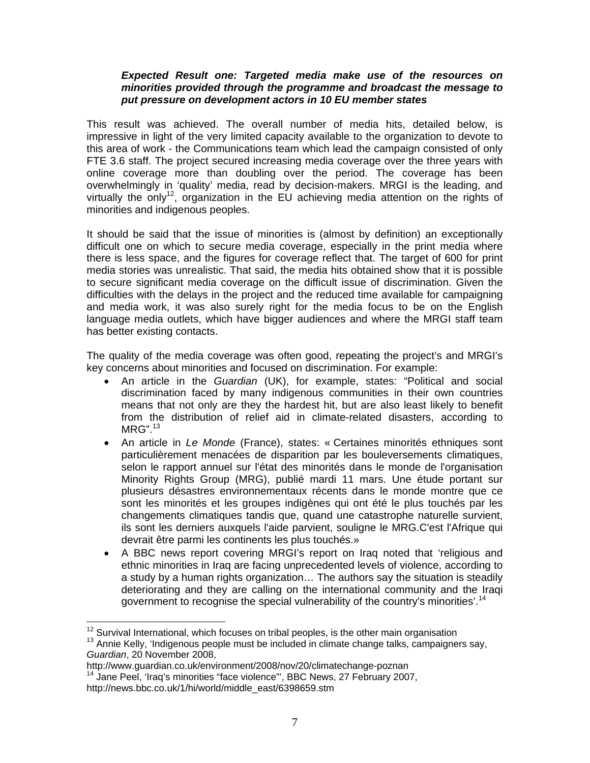***Expected Result one: Targeted media make use of the resources on minorities provided through the programme and broadcast the message to put pressure on development actors in 10 EU member states***

This result was achieved. The overall number of media hits, detailed below, is impressive in light of the very limited capacity available to the organization to devote to this area of work - the Communications team which lead the campaign consisted of only FTE 3.6 staff. The project secured increasing media coverage over the three years with online coverage more than doubling over the period. The coverage has been overwhelmingly in 'quality' media, read by decision-makers. MRGI is the leading, and virtually the only[12], organization in the EU achieving media attention on the rights of minorities and indigenous peoples.

It should be said that the issue of minorities is (almost by definition) an exceptionally difficult one on which to secure media coverage, especially in the print media where there is less space, and the figures for coverage reflect that. The target of 600 for print media stories was unrealistic. That said, the media hits obtained show that it is possible to secure significant media coverage on the difficult issue of discrimination. Given the difficulties with the delays in the project and the reduced time available for campaigning and media work, it was also surely right for the media focus to be on the English language media outlets, which have bigger audiences and where the MRGI staff team has better existing contacts.

The quality of the media coverage was often good, repeating the project's and MRGI's key concerns about minorities and focused on discrimination. For example:

- An article in the *Guardian* (UK), for example, states: "Political and social discrimination faced by many indigenous communities in their own countries means that not only are they the hardest hit, but are also least likely to benefit from the distribution of relief aid in climate-related disasters, according to MRG".[13]
- An article in *Le Monde* (France), states: « Certaines minorités ethniques sont particulièrement menacées de disparition par les bouleversements climatiques, selon le rapport annuel sur l'état des minorités dans le monde de l'organisation Minority Rights Group (MRG), publié mardi 11 mars. Une étude portant sur plusieurs désastres environnementaux récents dans le monde montre que ce sont les minorités et les groupes indigènes qui ont été le plus touchés par les changements climatiques tandis que, quand une catastrophe naturelle survient, ils sont les derniers auxquels l'aide parvient, souligne le MRG.C'est l'Afrique qui devrait être parmi les continents les plus touchés.»
- A BBC news report covering MRGI's report on Iraq noted that 'religious and ethnic minorities in Iraq are facing unprecedented levels of violence, according to a study by a human rights organization… The authors say the situation is steadily deteriorating and they are calling on the international community and the Iraqi government to recognise the special vulnerability of the country's minorities'.[14]

---

[12] Survival International, which focuses on tribal peoples, is the other main organisation

[13] Annie Kelly, 'Indigenous people must be included in climate change talks, campaigners say, *Guardian*, 20 November 2008, http://www.guardian.co.uk/environment/2008/nov/20/climatechange-poznan

[14] Jane Peel, 'Iraq's minorities "face violence"', BBC News, 27 February 2007, http://news.bbc.co.uk/1/hi/world/middle_east/6398659.stm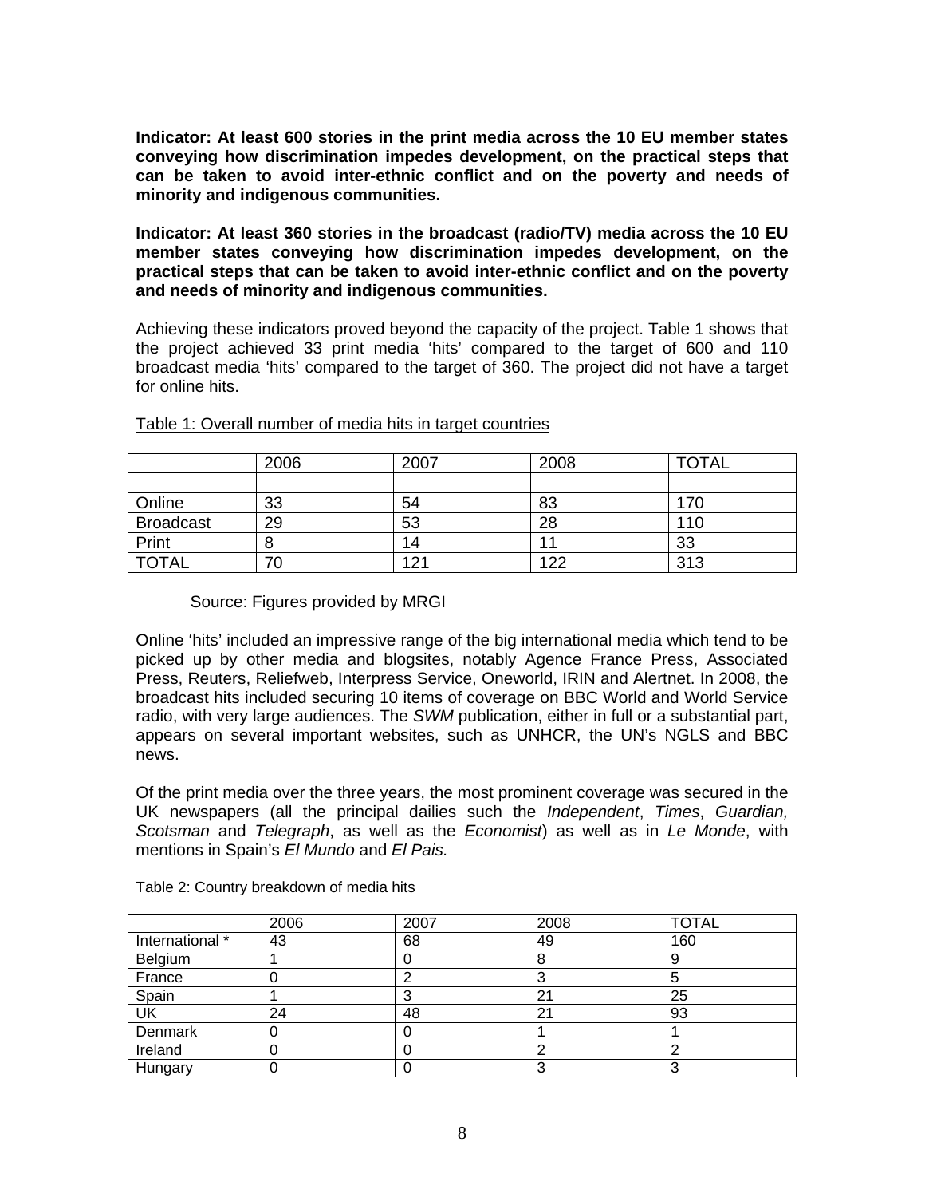**Indicator: At least 600 stories in the print media across the 10 EU member states conveying how discrimination impedes development, on the practical steps that can be taken to avoid inter-ethnic conflict and on the poverty and needs of minority and indigenous communities.**

**Indicator: At least 360 stories in the broadcast (radio/TV) media across the 10 EU member states conveying how discrimination impedes development, on the practical steps that can be taken to avoid inter-ethnic conflict and on the poverty and needs of minority and indigenous communities.**

Achieving these indicators proved beyond the capacity of the project. Table 1 shows that the project achieved 33 print media 'hits' compared to the target of 600 and 110 broadcast media 'hits' compared to the target of 360. The project did not have a target for online hits.

Table 1: Overall number of media hits in target countries

| | 2006 | 2007 | 2008 | TOTAL |
|---|---|---|---|---|
| | | | | |
| Online | 33 | 54 | 83 | 170 |
| Broadcast | 29 | 53 | 28 | 110 |
| Print | 8 | 14 | 11 | 33 |
| TOTAL | 70 | 121 | 122 | 313 |

Source: Figures provided by MRGI

Online 'hits' included an impressive range of the big international media which tend to be picked up by other media and blogsites, notably Agence France Press, Associated Press, Reuters, Reliefweb, Interpress Service, Oneworld, IRIN and Alertnet. In 2008, the broadcast hits included securing 10 items of coverage on BBC World and World Service radio, with very large audiences. The *SWM* publication, either in full or a substantial part, appears on several important websites, such as UNHCR, the UN's NGLS and BBC news.

Of the print media over the three years, the most prominent coverage was secured in the UK newspapers (all the principal dailies such the *Independent*, *Times*, *Guardian, Scotsman* and *Telegraph*, as well as the *Economist*) as well as in *Le Monde*, with mentions in Spain's *El Mundo* and *El Pais.*

Table 2: Country breakdown of media hits

| | 2006 | 2007 | 2008 | TOTAL |
|---|---|---|---|---|
| International * | 43 | 68 | 49 | 160 |
| Belgium | 1 | 0 | 8 | 9 |
| France | 0 | 2 | 3 | 5 |
| Spain | 1 | 3 | 21 | 25 |
| UK | 24 | 48 | 21 | 93 |
| Denmark | 0 | 0 | 1 | 1 |
| Ireland | 0 | 0 | 2 | 2 |
| Hungary | 0 | 0 | 3 | 3 |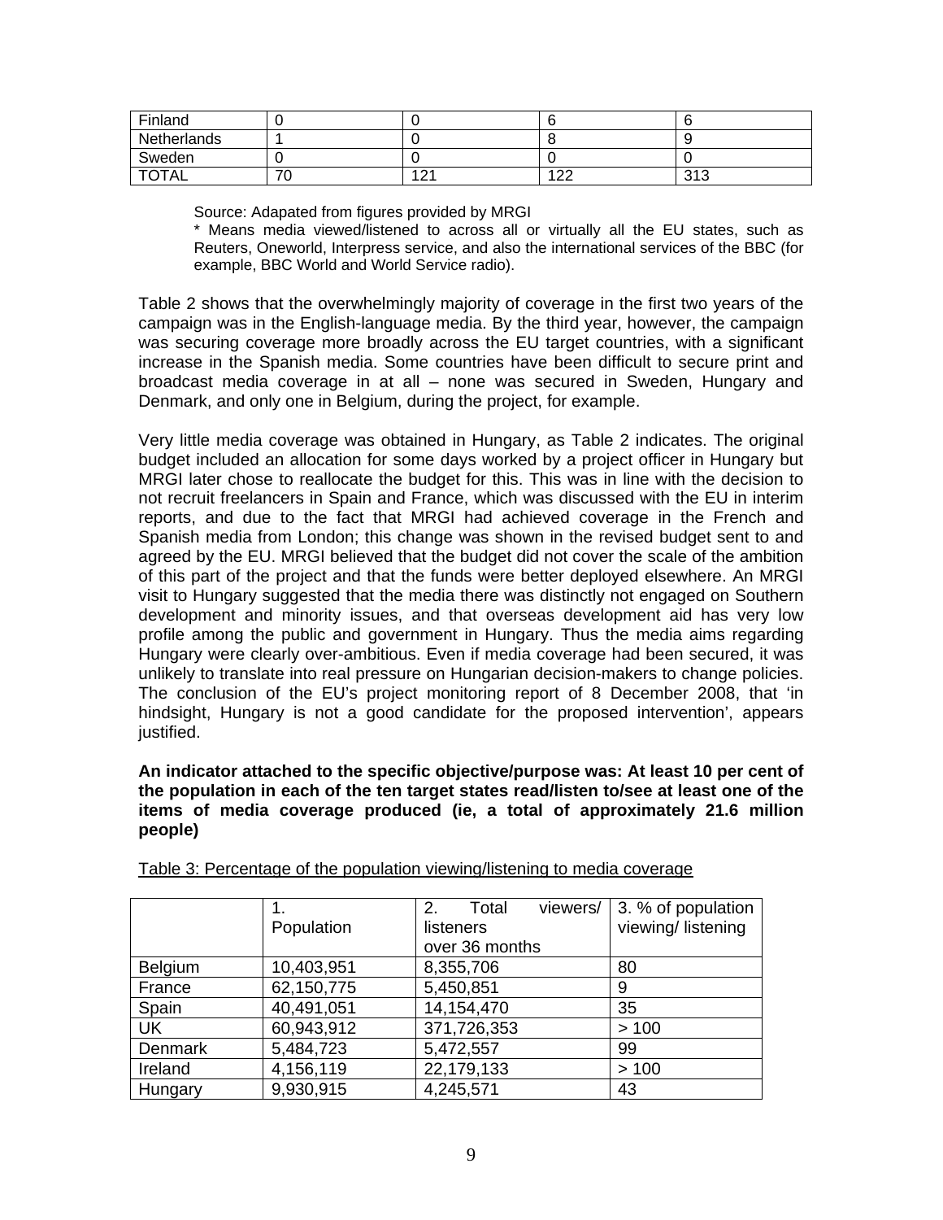| Finland | 0 | 0 | 6 | 6 |
|---|---|---|---|---|
| Netherlands | 1 | 0 | 8 | 9 |
| Sweden | 0 | 0 | 0 | 0 |
| TOTAL | 70 | 121 | 122 | 313 |

Source: Adapated from figures provided by MRGI

* Means media viewed/listened to across all or virtually all the EU states, such as Reuters, Oneworld, Interpress service, and also the international services of the BBC (for example, BBC World and World Service radio).

Table 2 shows that the overwhelmingly majority of coverage in the first two years of the campaign was in the English-language media. By the third year, however, the campaign was securing coverage more broadly across the EU target countries, with a significant increase in the Spanish media. Some countries have been difficult to secure print and broadcast media coverage in at all – none was secured in Sweden, Hungary and Denmark, and only one in Belgium, during the project, for example.

Very little media coverage was obtained in Hungary, as Table 2 indicates. The original budget included an allocation for some days worked by a project officer in Hungary but MRGI later chose to reallocate the budget for this. This was in line with the decision to not recruit freelancers in Spain and France, which was discussed with the EU in interim reports, and due to the fact that MRGI had achieved coverage in the French and Spanish media from London; this change was shown in the revised budget sent to and agreed by the EU. MRGI believed that the budget did not cover the scale of the ambition of this part of the project and that the funds were better deployed elsewhere. An MRGI visit to Hungary suggested that the media there was distinctly not engaged on Southern development and minority issues, and that overseas development aid has very low profile among the public and government in Hungary. Thus the media aims regarding Hungary were clearly over-ambitious. Even if media coverage had been secured, it was unlikely to translate into real pressure on Hungarian decision-makers to change policies. The conclusion of the EU's project monitoring report of 8 December 2008, that 'in hindsight, Hungary is not a good candidate for the proposed intervention', appears justified.

**An indicator attached to the specific objective/purpose was: At least 10 per cent of the population in each of the ten target states read/listen to/see at least one of the items of media coverage produced (ie, a total of approximately 21.6 million people)**

Table 3: Percentage of the population viewing/listening to media coverage

| | 1. Population | 2. Total viewers/ listeners over 36 months | 3. % of population viewing/ listening |
|---|---|---|---|
| Belgium | 10,403,951 | 8,355,706 | 80 |
| France | 62,150,775 | 5,450,851 | 9 |
| Spain | 40,491,051 | 14,154,470 | 35 |
| UK | 60,943,912 | 371,726,353 | > 100 |
| Denmark | 5,484,723 | 5,472,557 | 99 |
| Ireland | 4,156,119 | 22,179,133 | > 100 |
| Hungary | 9,930,915 | 4,245,571 | 43 |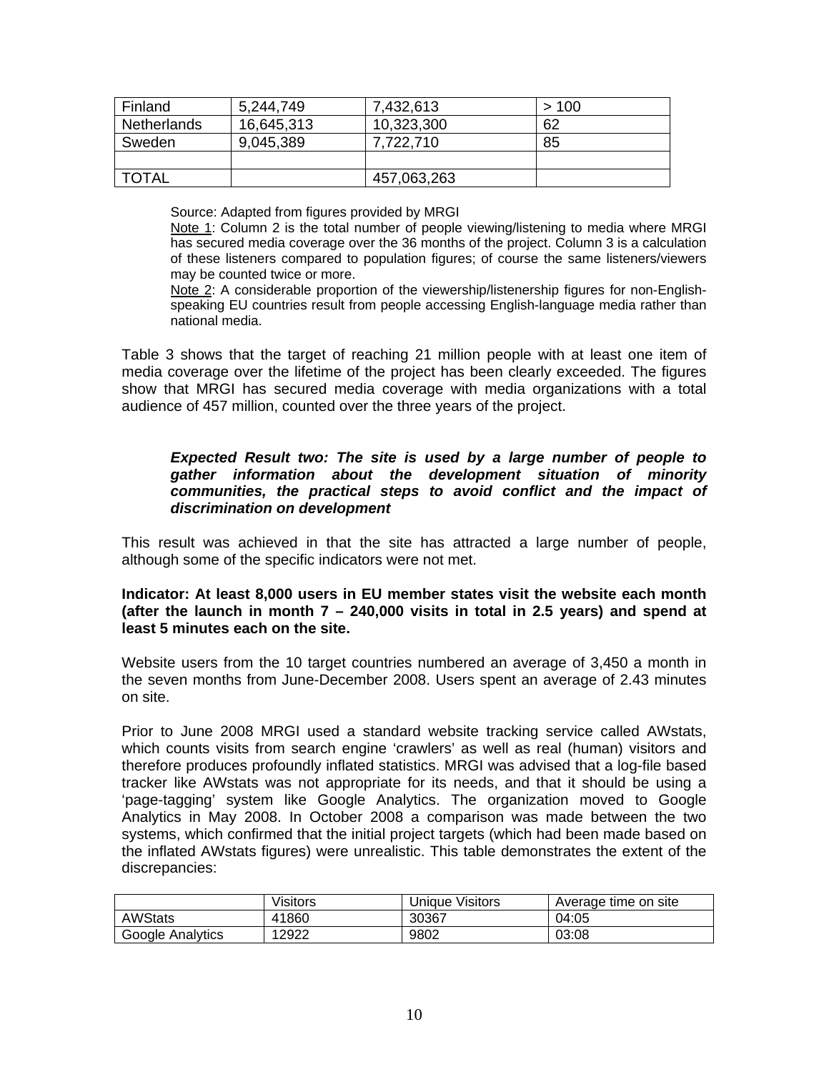| Finland | 5,244,749 | 7,432,613 | > 100 |
|---|---|---|---|
| Netherlands | 16,645,313 | 10,323,300 | 62 |
| Sweden | 9,045,389 | 7,722,710 | 85 |
| | | | |
| TOTAL | | 457,063,263 | |

Source: Adapted from figures provided by MRGI

Note 1: Column 2 is the total number of people viewing/listening to media where MRGI has secured media coverage over the 36 months of the project. Column 3 is a calculation of these listeners compared to population figures; of course the same listeners/viewers may be counted twice or more.

Note 2: A considerable proportion of the viewership/listenership figures for non-English-speaking EU countries result from people accessing English-language media rather than national media.

Table 3 shows that the target of reaching 21 million people with at least one item of media coverage over the lifetime of the project has been clearly exceeded. The figures show that MRGI has secured media coverage with media organizations with a total audience of 457 million, counted over the three years of the project.

***Expected Result two: The site is used by a large number of people to gather information about the development situation of minority communities, the practical steps to avoid conflict and the impact of discrimination on development***

This result was achieved in that the site has attracted a large number of people, although some of the specific indicators were not met.

**Indicator: At least 8,000 users in EU member states visit the website each month (after the launch in month 7 – 240,000 visits in total in 2.5 years) and spend at least 5 minutes each on the site.**

Website users from the 10 target countries numbered an average of 3,450 a month in the seven months from June-December 2008. Users spent an average of 2.43 minutes on site.

Prior to June 2008 MRGI used a standard website tracking service called AWstats, which counts visits from search engine 'crawlers' as well as real (human) visitors and therefore produces profoundly inflated statistics. MRGI was advised that a log-file based tracker like AWstats was not appropriate for its needs, and that it should be using a 'page-tagging' system like Google Analytics. The organization moved to Google Analytics in May 2008. In October 2008 a comparison was made between the two systems, which confirmed that the initial project targets (which had been made based on the inflated AWstats figures) were unrealistic. This table demonstrates the extent of the discrepancies:

| | Visitors | Unique Visitors | Average time on site |
|---|---|---|---|
| AWStats | 41860 | 30367 | 04:05 |
| Google Analytics | 12922 | 9802 | 03:08 |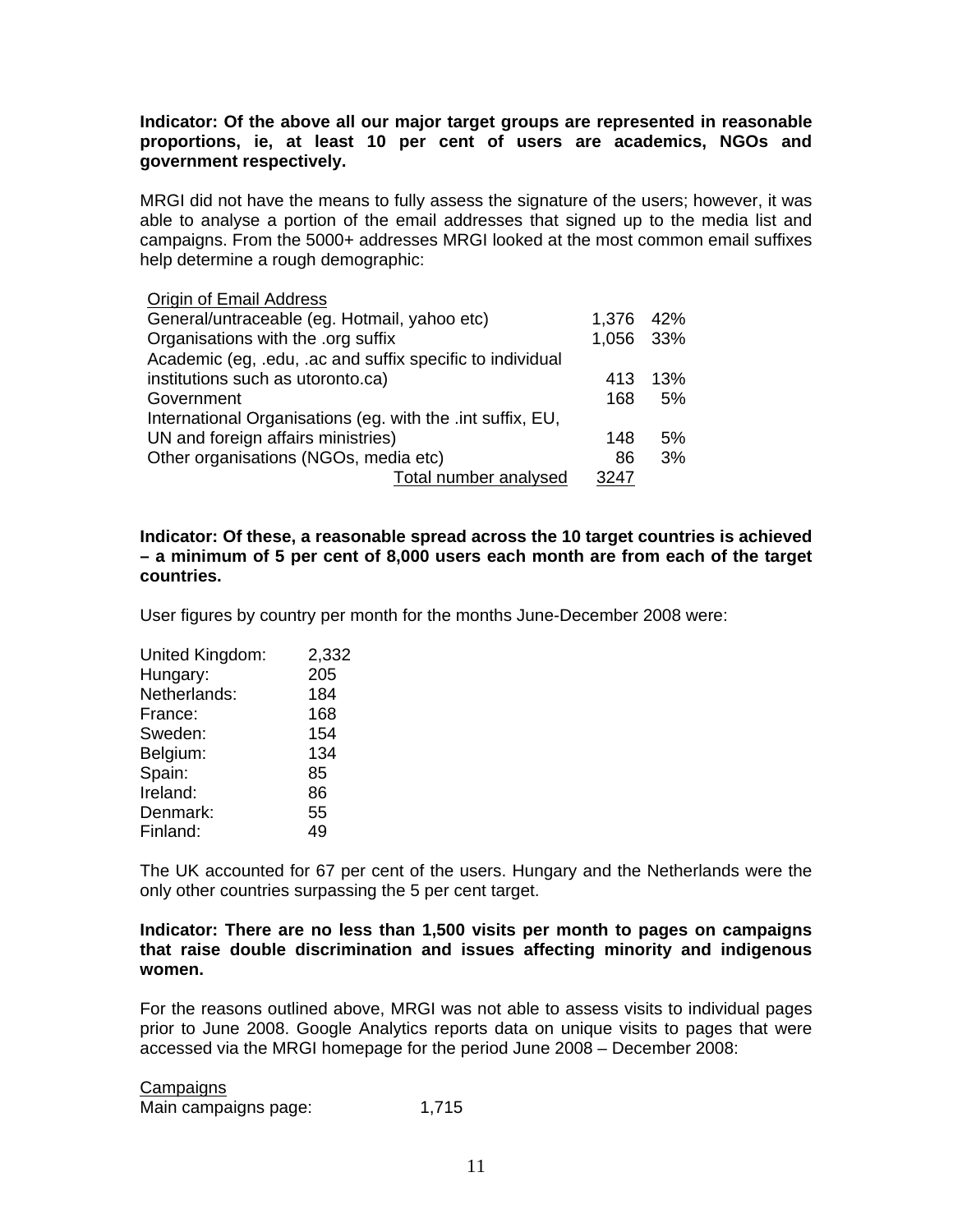**Indicator: Of the above all our major target groups are represented in reasonable proportions, ie, at least 10 per cent of users are academics, NGOs and government respectively.**

MRGI did not have the means to fully assess the signature of the users; however, it was able to analyse a portion of the email addresses that signed up to the media list and campaigns. From the 5000+ addresses MRGI looked at the most common email suffixes help determine a rough demographic:

| Origin of Email Address | | |
|---|---|---|
| General/untraceable (eg. Hotmail, yahoo etc) | 1,376 | 42% |
| Organisations with the .org suffix | 1,056 | 33% |
| Academic (eg, .edu, .ac and suffix specific to individual institutions such as utoronto.ca) | 413 | 13% |
| Government | 168 | 5% |
| International Organisations (eg. with the .int suffix, EU, UN and foreign affairs ministries) | 148 | 5% |
| Other organisations (NGOs, media etc) | 86 | 3% |
| Total number analysed | 3247 | |

**Indicator: Of these, a reasonable spread across the 10 target countries is achieved – a minimum of 5 per cent of 8,000 users each month are from each of the target countries.**

User figures by country per month for the months June-December 2008 were:

| | |
|---|---|
| United Kingdom: | 2,332 |
| Hungary: | 205 |
| Netherlands: | 184 |
| France: | 168 |
| Sweden: | 154 |
| Belgium: | 134 |
| Spain: | 85 |
| Ireland: | 86 |
| Denmark: | 55 |
| Finland: | 49 |

The UK accounted for 67 per cent of the users. Hungary and the Netherlands were the only other countries surpassing the 5 per cent target.

**Indicator: There are no less than 1,500 visits per month to pages on campaigns that raise double discrimination and issues affecting minority and indigenous women.**

For the reasons outlined above, MRGI was not able to assess visits to individual pages prior to June 2008. Google Analytics reports data on unique visits to pages that were accessed via the MRGI homepage for the period June 2008 – December 2008:

Campaigns

Main campaigns page: 1,715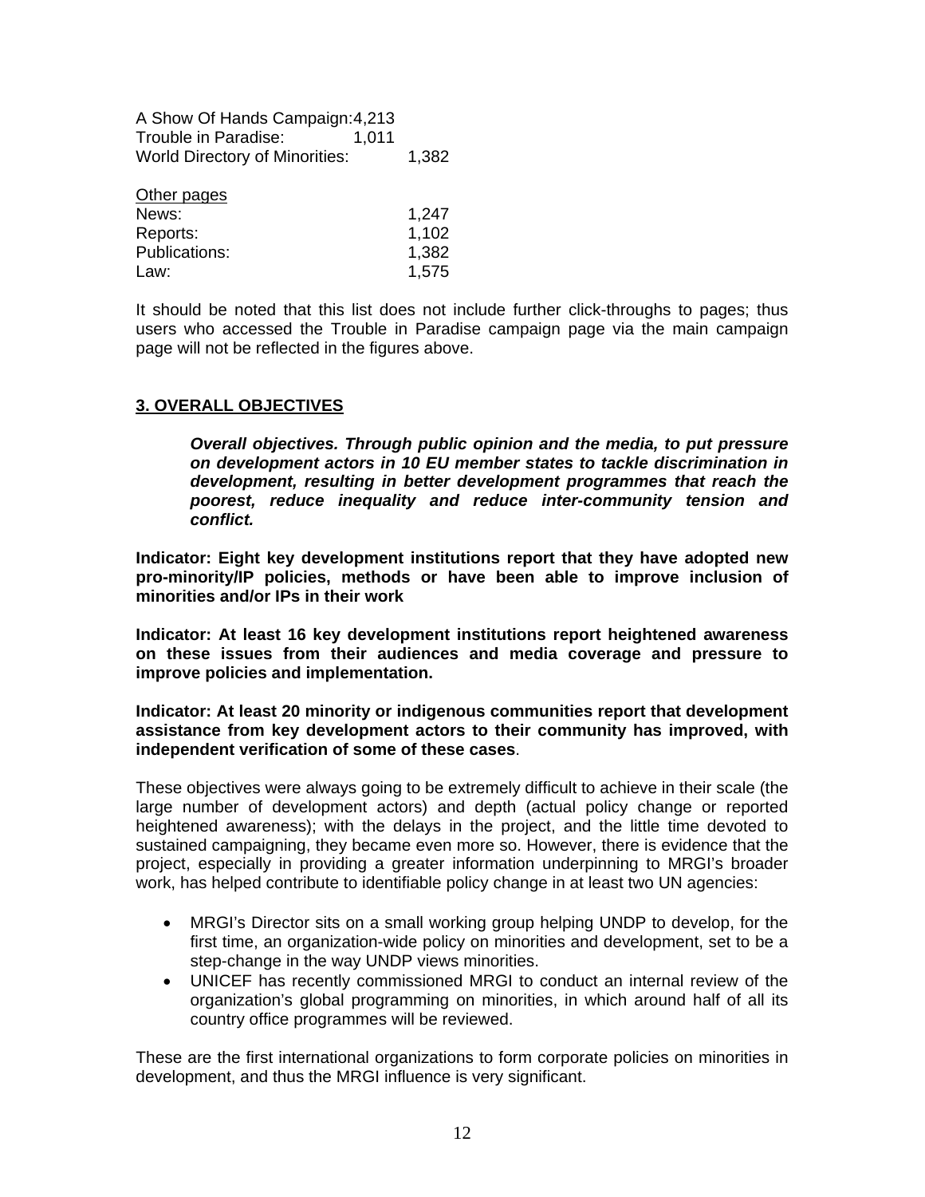A Show Of Hands Campaign: 4,213
Trouble in Paradise: 1,011
World Directory of Minorities: 1,382

Other pages

| | |
|---|---|
| News: | 1,247 |
| Reports: | 1,102 |
| Publications: | 1,382 |
| Law: | 1,575 |

It should be noted that this list does not include further click-throughs to pages; thus users who accessed the Trouble in Paradise campaign page via the main campaign page will not be reflected in the figures above.

## 3. OVERALL OBJECTIVES

> ***Overall objectives. Through public opinion and the media, to put pressure on development actors in 10 EU member states to tackle discrimination in development, resulting in better development programmes that reach the poorest, reduce inequality and reduce inter-community tension and conflict.***

**Indicator: Eight key development institutions report that they have adopted new pro-minority/IP policies, methods or have been able to improve inclusion of minorities and/or IPs in their work**

**Indicator: At least 16 key development institutions report heightened awareness on these issues from their audiences and media coverage and pressure to improve policies and implementation.**

**Indicator: At least 20 minority or indigenous communities report that development assistance from key development actors to their community has improved, with independent verification of some of these cases**.

These objectives were always going to be extremely difficult to achieve in their scale (the large number of development actors) and depth (actual policy change or reported heightened awareness); with the delays in the project, and the little time devoted to sustained campaigning, they became even more so. However, there is evidence that the project, especially in providing a greater information underpinning to MRGI's broader work, has helped contribute to identifiable policy change in at least two UN agencies:

- MRGI's Director sits on a small working group helping UNDP to develop, for the first time, an organization-wide policy on minorities and development, set to be a step-change in the way UNDP views minorities.
- UNICEF has recently commissioned MRGI to conduct an internal review of the organization's global programming on minorities, in which around half of all its country office programmes will be reviewed.

These are the first international organizations to form corporate policies on minorities in development, and thus the MRGI influence is very significant.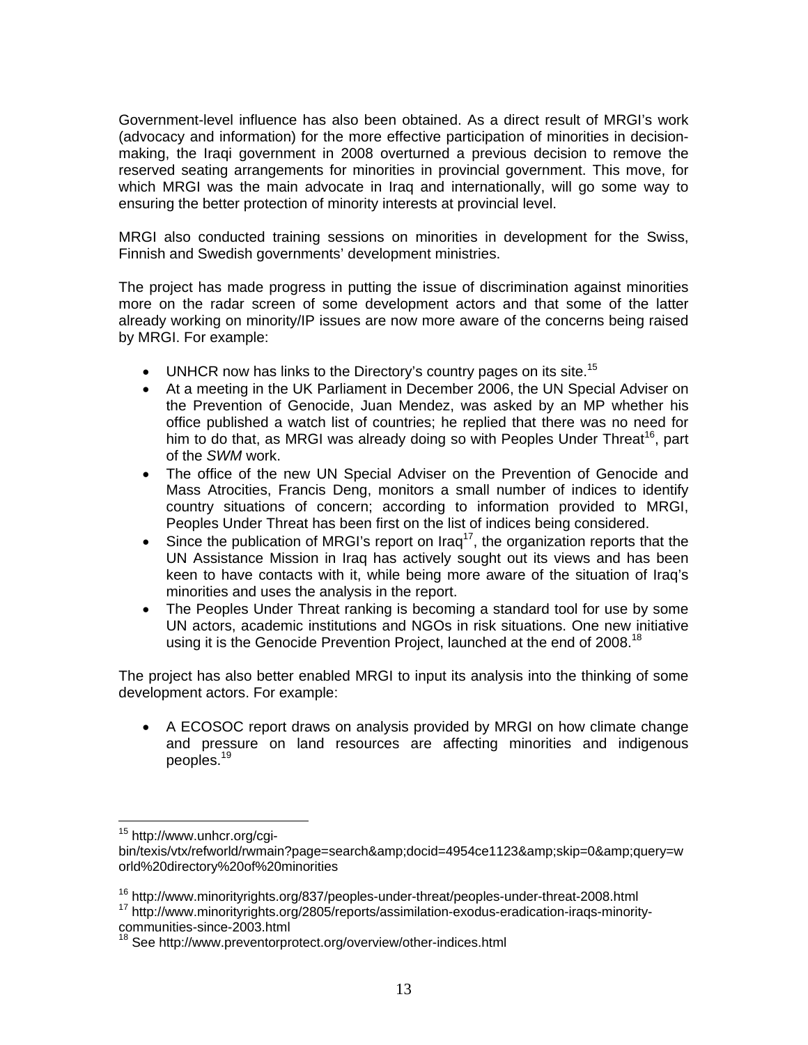Government-level influence has also been obtained. As a direct result of MRGI's work (advocacy and information) for the more effective participation of minorities in decision-making, the Iraqi government in 2008 overturned a previous decision to remove the reserved seating arrangements for minorities in provincial government. This move, for which MRGI was the main advocate in Iraq and internationally, will go some way to ensuring the better protection of minority interests at provincial level.

MRGI also conducted training sessions on minorities in development for the Swiss, Finnish and Swedish governments' development ministries.

The project has made progress in putting the issue of discrimination against minorities more on the radar screen of some development actors and that some of the latter already working on minority/IP issues are now more aware of the concerns being raised by MRGI. For example:

- UNHCR now has links to the Directory's country pages on its site.[15]
- At a meeting in the UK Parliament in December 2006, the UN Special Adviser on the Prevention of Genocide, Juan Mendez, was asked by an MP whether his office published a watch list of countries; he replied that there was no need for him to do that, as MRGI was already doing so with Peoples Under Threat[16], part of the *SWM* work.
- The office of the new UN Special Adviser on the Prevention of Genocide and Mass Atrocities, Francis Deng, monitors a small number of indices to identify country situations of concern; according to information provided to MRGI, Peoples Under Threat has been first on the list of indices being considered.
- Since the publication of MRGI's report on Iraq[17], the organization reports that the UN Assistance Mission in Iraq has actively sought out its views and has been keen to have contacts with it, while being more aware of the situation of Iraq's minorities and uses the analysis in the report.
- The Peoples Under Threat ranking is becoming a standard tool for use by some UN actors, academic institutions and NGOs in risk situations. One new initiative using it is the Genocide Prevention Project, launched at the end of 2008.[18]

The project has also better enabled MRGI to input its analysis into the thinking of some development actors. For example:

- A ECOSOC report draws on analysis provided by MRGI on how climate change and pressure on land resources are affecting minorities and indigenous peoples.[19]

---

[15] http://www.unhcr.org/cgi-bin/texis/vtx/refworld/rwmain?page=search&amp;docid=4954ce1123&amp;skip=0&amp;query=world%20directory%20of%20minorities

[16] http://www.minorityrights.org/837/peoples-under-threat/peoples-under-threat-2008.html

[17] http://www.minorityrights.org/2805/reports/assimilation-exodus-eradication-iraqs-minority-communities-since-2003.html

[18] See http://www.preventorprotect.org/overview/other-indices.html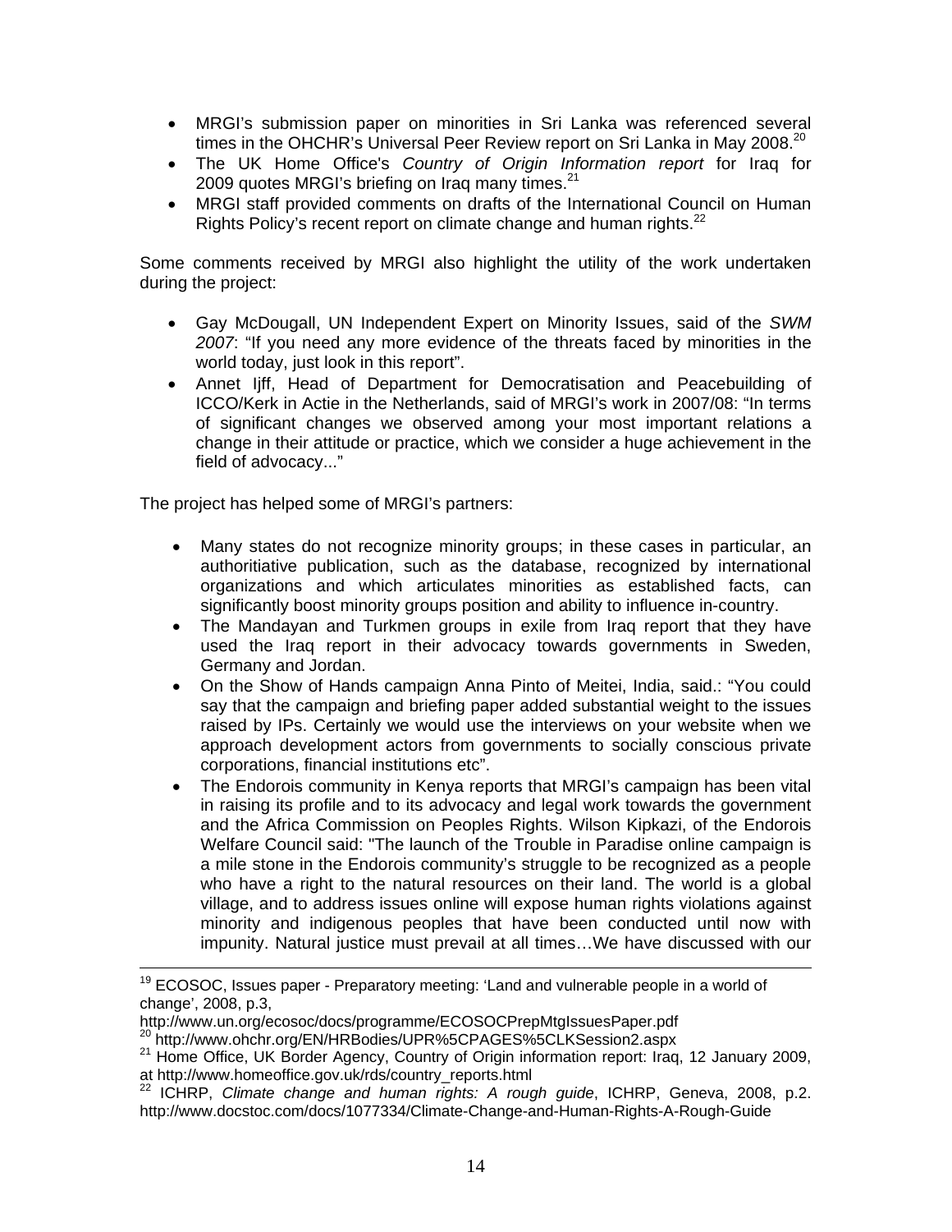- MRGI's submission paper on minorities in Sri Lanka was referenced several times in the OHCHR's Universal Peer Review report on Sri Lanka in May 2008.[20]
- The UK Home Office's *Country of Origin Information report* for Iraq for 2009 quotes MRGI's briefing on Iraq many times.[21]
- MRGI staff provided comments on drafts of the International Council on Human Rights Policy's recent report on climate change and human rights.[22]

Some comments received by MRGI also highlight the utility of the work undertaken during the project:

- Gay McDougall, UN Independent Expert on Minority Issues, said of the *SWM 2007*: "If you need any more evidence of the threats faced by minorities in the world today, just look in this report".
- Annet Ijff, Head of Department for Democratisation and Peacebuilding of ICCO/Kerk in Actie in the Netherlands, said of MRGI's work in 2007/08: "In terms of significant changes we observed among your most important relations a change in their attitude or practice, which we consider a huge achievement in the field of advocacy..."

The project has helped some of MRGI's partners:

- Many states do not recognize minority groups; in these cases in particular, an authoritiative publication, such as the database, recognized by international organizations and which articulates minorities as established facts, can significantly boost minority groups position and ability to influence in-country.
- The Mandayan and Turkmen groups in exile from Iraq report that they have used the Iraq report in their advocacy towards governments in Sweden, Germany and Jordan.
- On the Show of Hands campaign Anna Pinto of Meitei, India, said.: "You could say that the campaign and briefing paper added substantial weight to the issues raised by IPs. Certainly we would use the interviews on your website when we approach development actors from governments to socially conscious private corporations, financial institutions etc".
- The Endorois community in Kenya reports that MRGI's campaign has been vital in raising its profile and to its advocacy and legal work towards the government and the Africa Commission on Peoples Rights. Wilson Kipkazi, of the Endorois Welfare Council said: "The launch of the Trouble in Paradise online campaign is a mile stone in the Endorois community's struggle to be recognized as a people who have a right to the natural resources on their land. The world is a global village, and to address issues online will expose human rights violations against minority and indigenous peoples that have been conducted until now with impunity. Natural justice must prevail at all times…We have discussed with our

---

[19] ECOSOC, Issues paper - Preparatory meeting: 'Land and vulnerable people in a world of change', 2008, p.3, http://www.un.org/ecosoc/docs/programme/ECOSOCPrepMtgIssuesPaper.pdf

[20] http://www.ohchr.org/EN/HRBodies/UPR%5CPAGES%5CLKSession2.aspx

[21] Home Office, UK Border Agency, Country of Origin information report: Iraq, 12 January 2009, at http://www.homeoffice.gov.uk/rds/country_reports.html

[22] ICHRP, *Climate change and human rights: A rough guide*, ICHRP, Geneva, 2008, p.2. http://www.docstoc.com/docs/1077334/Climate-Change-and-Human-Rights-A-Rough-Guide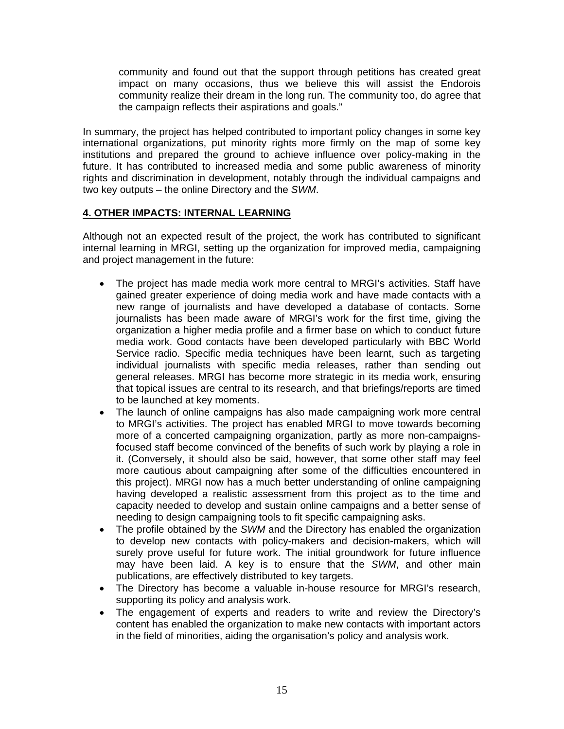> community and found out that the support through petitions has created great impact on many occasions, thus we believe this will assist the Endorois community realize their dream in the long run. The community too, do agree that the campaign reflects their aspirations and goals."

In summary, the project has helped contributed to important policy changes in some key international organizations, put minority rights more firmly on the map of some key institutions and prepared the ground to achieve influence over policy-making in the future. It has contributed to increased media and some public awareness of minority rights and discrimination in development, notably through the individual campaigns and two key outputs – the online Directory and the *SWM*.

## 4. OTHER IMPACTS: INTERNAL LEARNING

Although not an expected result of the project, the work has contributed to significant internal learning in MRGI, setting up the organization for improved media, campaigning and project management in the future:

- The project has made media work more central to MRGI's activities. Staff have gained greater experience of doing media work and have made contacts with a new range of journalists and have developed a database of contacts. Some journalists has been made aware of MRGI's work for the first time, giving the organization a higher media profile and a firmer base on which to conduct future media work. Good contacts have been developed particularly with BBC World Service radio. Specific media techniques have been learnt, such as targeting individual journalists with specific media releases, rather than sending out general releases. MRGI has become more strategic in its media work, ensuring that topical issues are central to its research, and that briefings/reports are timed to be launched at key moments.
- The launch of online campaigns has also made campaigning work more central to MRGI's activities. The project has enabled MRGI to move towards becoming more of a concerted campaigning organization, partly as more non-campaigns-focused staff become convinced of the benefits of such work by playing a role in it. (Conversely, it should also be said, however, that some other staff may feel more cautious about campaigning after some of the difficulties encountered in this project). MRGI now has a much better understanding of online campaigning having developed a realistic assessment from this project as to the time and capacity needed to develop and sustain online campaigns and a better sense of needing to design campaigning tools to fit specific campaigning asks.
- The profile obtained by the *SWM* and the Directory has enabled the organization to develop new contacts with policy-makers and decision-makers, which will surely prove useful for future work. The initial groundwork for future influence may have been laid. A key is to ensure that the *SWM*, and other main publications, are effectively distributed to key targets.
- The Directory has become a valuable in-house resource for MRGI's research, supporting its policy and analysis work.
- The engagement of experts and readers to write and review the Directory's content has enabled the organization to make new contacts with important actors in the field of minorities, aiding the organisation's policy and analysis work.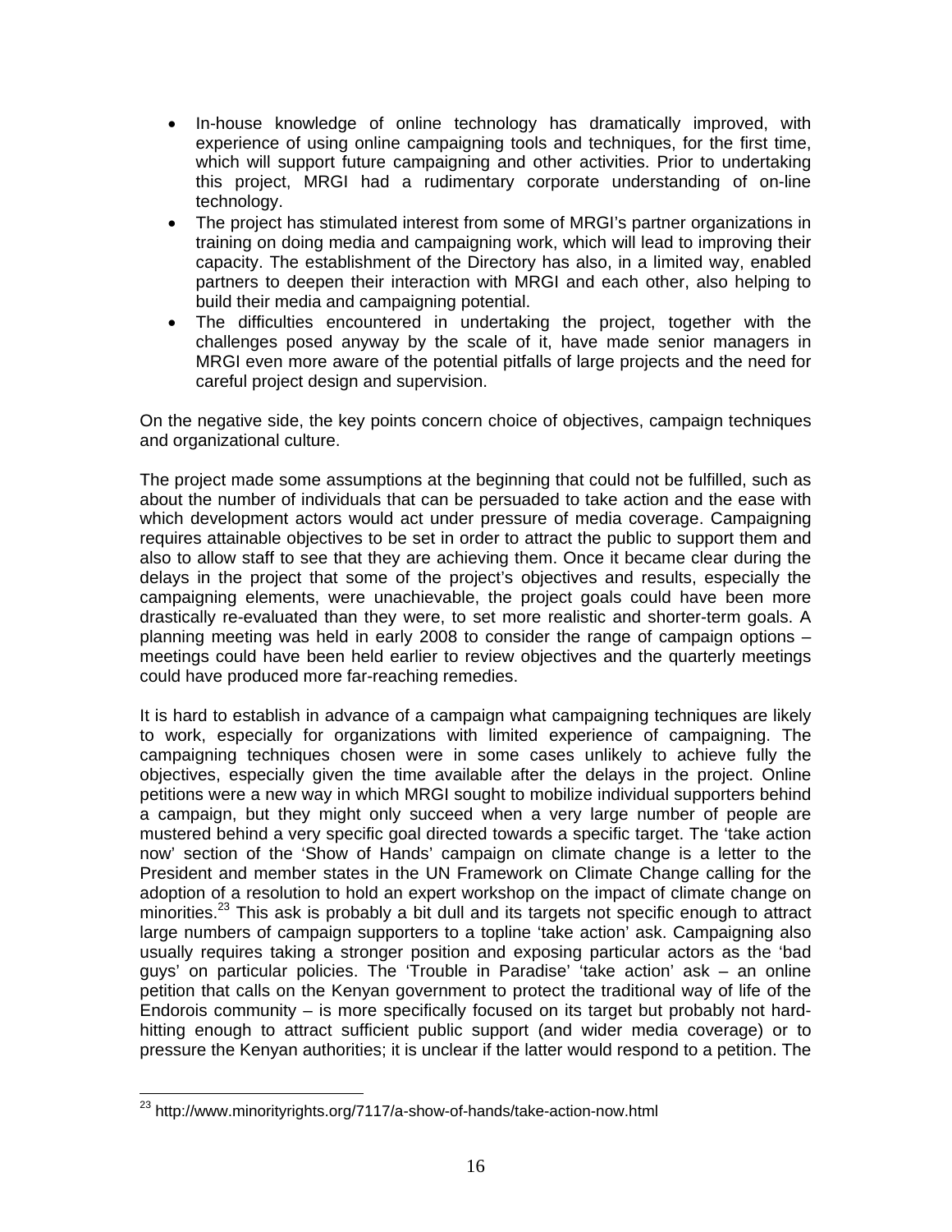- In-house knowledge of online technology has dramatically improved, with experience of using online campaigning tools and techniques, for the first time, which will support future campaigning and other activities. Prior to undertaking this project, MRGI had a rudimentary corporate understanding of on-line technology.
- The project has stimulated interest from some of MRGI's partner organizations in training on doing media and campaigning work, which will lead to improving their capacity. The establishment of the Directory has also, in a limited way, enabled partners to deepen their interaction with MRGI and each other, also helping to build their media and campaigning potential.
- The difficulties encountered in undertaking the project, together with the challenges posed anyway by the scale of it, have made senior managers in MRGI even more aware of the potential pitfalls of large projects and the need for careful project design and supervision.

On the negative side, the key points concern choice of objectives, campaign techniques and organizational culture.

The project made some assumptions at the beginning that could not be fulfilled, such as about the number of individuals that can be persuaded to take action and the ease with which development actors would act under pressure of media coverage. Campaigning requires attainable objectives to be set in order to attract the public to support them and also to allow staff to see that they are achieving them. Once it became clear during the delays in the project that some of the project's objectives and results, especially the campaigning elements, were unachievable, the project goals could have been more drastically re-evaluated than they were, to set more realistic and shorter-term goals. A planning meeting was held in early 2008 to consider the range of campaign options – meetings could have been held earlier to review objectives and the quarterly meetings could have produced more far-reaching remedies.

It is hard to establish in advance of a campaign what campaigning techniques are likely to work, especially for organizations with limited experience of campaigning. The campaigning techniques chosen were in some cases unlikely to achieve fully the objectives, especially given the time available after the delays in the project. Online petitions were a new way in which MRGI sought to mobilize individual supporters behind a campaign, but they might only succeed when a very large number of people are mustered behind a very specific goal directed towards a specific target. The 'take action now' section of the 'Show of Hands' campaign on climate change is a letter to the President and member states in the UN Framework on Climate Change calling for the adoption of a resolution to hold an expert workshop on the impact of climate change on minorities.[23] This ask is probably a bit dull and its targets not specific enough to attract large numbers of campaign supporters to a topline 'take action' ask. Campaigning also usually requires taking a stronger position and exposing particular actors as the 'bad guys' on particular policies. The 'Trouble in Paradise' 'take action' ask – an online petition that calls on the Kenyan government to protect the traditional way of life of the Endorois community – is more specifically focused on its target but probably not hard-hitting enough to attract sufficient public support (and wider media coverage) or to pressure the Kenyan authorities; it is unclear if the latter would respond to a petition. The

---

[23] http://www.minorityrights.org/7117/a-show-of-hands/take-action-now.html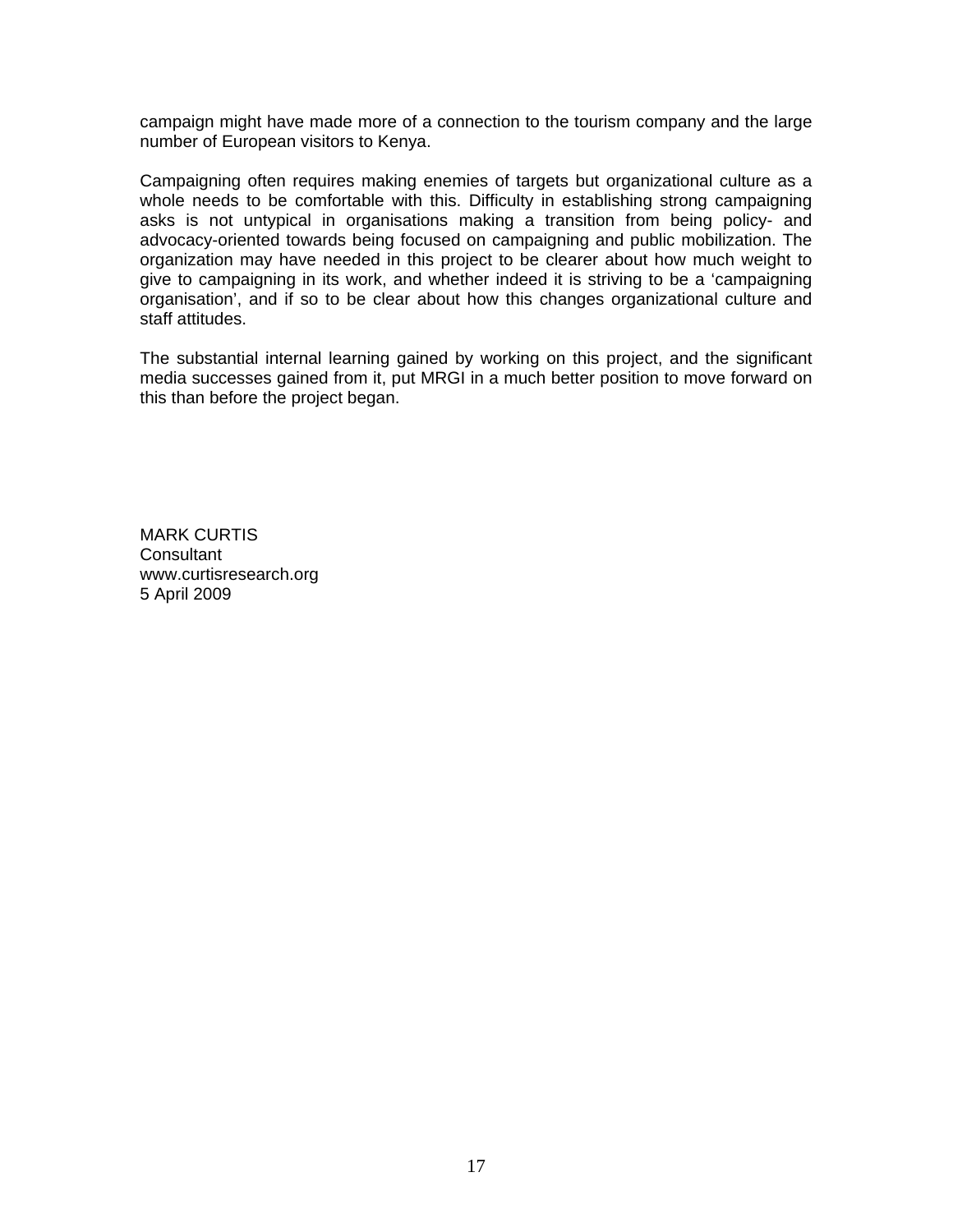campaign might have made more of a connection to the tourism company and the large number of European visitors to Kenya.

Campaigning often requires making enemies of targets but organizational culture as a whole needs to be comfortable with this. Difficulty in establishing strong campaigning asks is not untypical in organisations making a transition from being policy- and advocacy-oriented towards being focused on campaigning and public mobilization. The organization may have needed in this project to be clearer about how much weight to give to campaigning in its work, and whether indeed it is striving to be a 'campaigning organisation', and if so to be clear about how this changes organizational culture and staff attitudes.

The substantial internal learning gained by working on this project, and the significant media successes gained from it, put MRGI in a much better position to move forward on this than before the project began.

MARK CURTIS
Consultant
www.curtisresearch.org
5 April 2009